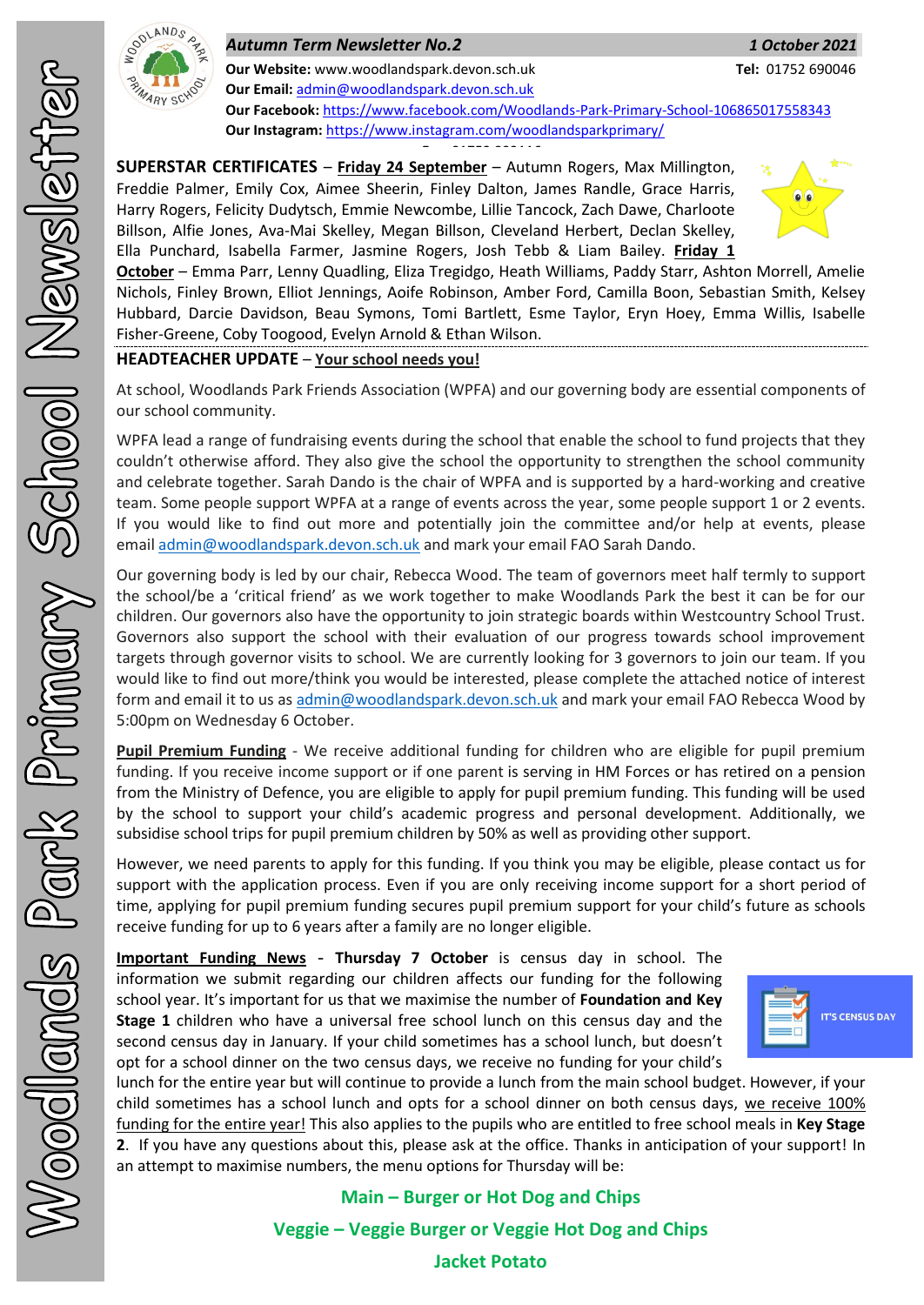# Woodlands Park Primary School Newsletter

***Autumn Term Newsletter No.2*** ***1 October 2021***

**Our Website:** www.woodlandspark.devon.sch.uk **Tel:** 01752 690046
**Our Email:** admin@woodlandspark.devon.sch.uk
**Our Facebook:** https://www.facebook.com/Woodlands-Park-Primary-School-106865017558343
**Our Instagram:** https://www.instagram.com/woodlandsparkprimary/

**SUPERSTAR CERTIFICATES** – **Friday 24 September** – Autumn Rogers, Max Millington, Freddie Palmer, Emily Cox, Aimee Sheerin, Finley Dalton, James Randle, Grace Harris, Harry Rogers, Felicity Dudytsch, Emmie Newcombe, Lillie Tancock, Zach Dawe, Charloote Billson, Alfie Jones, Ava-Mai Skelley, Megan Billson, Cleveland Herbert, Declan Skelley, Ella Punchard, Isabella Farmer, Jasmine Rogers, Josh Tebb & Liam Bailey. **Friday 1 October** – Emma Parr, Lenny Quadling, Eliza Tregidgo, Heath Williams, Paddy Starr, Ashton Morrell, Amelie Nichols, Finley Brown, Elliot Jennings, Aoife Robinson, Amber Ford, Camilla Boon, Sebastian Smith, Kelsey Hubbard, Darcie Davidson, Beau Symons, Tomi Bartlett, Esme Taylor, Eryn Hoey, Emma Willis, Isabelle Fisher-Greene, Coby Toogood, Evelyn Arnold & Ethan Wilson.

**HEADTEACHER UPDATE** – **Your school needs you!**

At school, Woodlands Park Friends Association (WPFA) and our governing body are essential components of our school community.

WPFA lead a range of fundraising events during the school that enable the school to fund projects that they couldn't otherwise afford. They also give the school the opportunity to strengthen the school community and celebrate together. Sarah Dando is the chair of WPFA and is supported by a hard-working and creative team. Some people support WPFA at a range of events across the year, some people support 1 or 2 events. If you would like to find out more and potentially join the committee and/or help at events, please email admin@woodlandspark.devon.sch.uk and mark your email FAO Sarah Dando.

Our governing body is led by our chair, Rebecca Wood. The team of governors meet half termly to support the school/be a 'critical friend' as we work together to make Woodlands Park the best it can be for our children. Our governors also have the opportunity to join strategic boards within Westcountry School Trust. Governors also support the school with their evaluation of our progress towards school improvement targets through governor visits to school. We are currently looking for 3 governors to join our team. If you would like to find out more/think you would be interested, please complete the attached notice of interest form and email it to us as admin@woodlandspark.devon.sch.uk and mark your email FAO Rebecca Wood by 5:00pm on Wednesday 6 October.

**Pupil Premium Funding** - We receive additional funding for children who are eligible for pupil premium funding. If you receive income support or if one parent is serving in HM Forces or has retired on a pension from the Ministry of Defence, you are eligible to apply for pupil premium funding. This funding will be used by the school to support your child's academic progress and personal development. Additionally, we subsidise school trips for pupil premium children by 50% as well as providing other support.

However, we need parents to apply for this funding. If you think you may be eligible, please contact us for support with the application process. Even if you are only receiving income support for a short period of time, applying for pupil premium funding secures pupil premium support for your child's future as schools receive funding for up to 6 years after a family are no longer eligible.

**Important Funding News** - **Thursday 7 October** is census day in school. The information we submit regarding our children affects our funding for the following school year. It's important for us that we maximise the number of **Foundation and Key Stage 1** children who have a universal free school lunch on this census day and the second census day in January. If your child sometimes has a school lunch, but doesn't opt for a school dinner on the two census days, we receive no funding for your child's lunch for the entire year but will continue to provide a lunch from the main school budget. However, if your child sometimes has a school lunch and opts for a school dinner on both census days, we receive 100% funding for the entire year! This also applies to the pupils who are entitled to free school meals in **Key Stage 2**. If you have any questions about this, please ask at the office. Thanks in anticipation of your support! In an attempt to maximise numbers, the menu options for Thursday will be:

**Main – Burger or Hot Dog and Chips**

**Veggie – Veggie Burger or Veggie Hot Dog and Chips**

**Jacket Potato**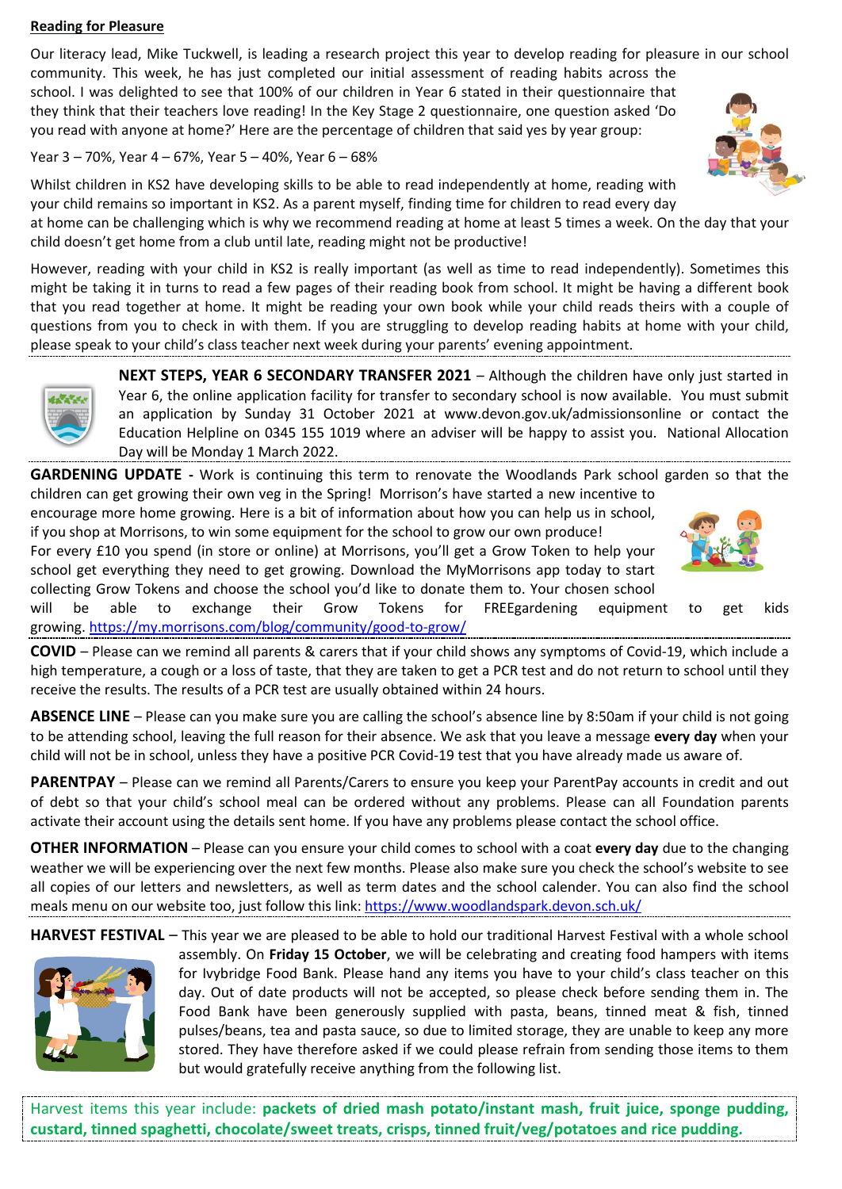## Reading for Pleasure

Our literacy lead, Mike Tuckwell, is leading a research project this year to develop reading for pleasure in our school community. This week, he has just completed our initial assessment of reading habits across the school. I was delighted to see that 100% of our children in Year 6 stated in their questionnaire that they think that their teachers love reading! In the Key Stage 2 questionnaire, one question asked 'Do you read with anyone at home?' Here are the percentage of children that said yes by year group:

Year 3 – 70%, Year 4 – 67%, Year 5 – 40%, Year 6 – 68%

Whilst children in KS2 have developing skills to be able to read independently at home, reading with your child remains so important in KS2. As a parent myself, finding time for children to read every day at home can be challenging which is why we recommend reading at home at least 5 times a week. On the day that your child doesn't get home from a club until late, reading might not be productive!

However, reading with your child in KS2 is really important (as well as time to read independently). Sometimes this might be taking it in turns to read a few pages of their reading book from school. It might be having a different book that you read together at home. It might be reading your own book while your child reads theirs with a couple of questions from you to check in with them. If you are struggling to develop reading habits at home with your child, please speak to your child's class teacher next week during your parents' evening appointment.

**NEXT STEPS, YEAR 6 SECONDARY TRANSFER 2021** – Although the children have only just started in Year 6, the online application facility for transfer to secondary school is now available. You must submit an application by Sunday 31 October 2021 at www.devon.gov.uk/admissionsonline or contact the Education Helpline on 0345 155 1019 where an adviser will be happy to assist you. National Allocation Day will be Monday 1 March 2022.

**GARDENING UPDATE -** Work is continuing this term to renovate the Woodlands Park school garden so that the children can get growing their own veg in the Spring! Morrison's have started a new incentive to encourage more home growing. Here is a bit of information about how you can help us in school, if you shop at Morrisons, to win some equipment for the school to grow our own produce!
For every £10 you spend (in store or online) at Morrisons, you'll get a Grow Token to help your school get everything they need to get growing. Download the MyMorrisons app today to start collecting Grow Tokens and choose the school you'd like to donate them to. Your chosen school will be able to exchange their Grow Tokens for FREEgardening equipment to get kids growing. https://my.morrisons.com/blog/community/good-to-grow/

**COVID** – Please can we remind all parents & carers that if your child shows any symptoms of Covid-19, which include a high temperature, a cough or a loss of taste, that they are taken to get a PCR test and do not return to school until they receive the results. The results of a PCR test are usually obtained within 24 hours.

**ABSENCE LINE** – Please can you make sure you are calling the school's absence line by 8:50am if your child is not going to be attending school, leaving the full reason for their absence. We ask that you leave a message **every day** when your child will not be in school, unless they have a positive PCR Covid-19 test that you have already made us aware of.

**PARENTPAY** – Please can we remind all Parents/Carers to ensure you keep your ParentPay accounts in credit and out of debt so that your child's school meal can be ordered without any problems. Please can all Foundation parents activate their account using the details sent home. If you have any problems please contact the school office.

**OTHER INFORMATION** – Please can you ensure your child comes to school with a coat **every day** due to the changing weather we will be experiencing over the next few months. Please also make sure you check the school's website to see all copies of our letters and newsletters, as well as term dates and the school calender. You can also find the school meals menu on our website too, just follow this link: https://www.woodlandspark.devon.sch.uk/

**HARVEST FESTIVAL** – This year we are pleased to be able to hold our traditional Harvest Festival with a whole school assembly. On **Friday 15 October**, we will be celebrating and creating food hampers with items for Ivybridge Food Bank. Please hand any items you have to your child's class teacher on this day. Out of date products will not be accepted, so please check before sending them in. The Food Bank have been generously supplied with pasta, beans, tinned meat & fish, tinned pulses/beans, tea and pasta sauce, so due to limited storage, they are unable to keep any more stored. They have therefore asked if we could please refrain from sending those items to them but would gratefully receive anything from the following list.

Harvest items this year include: **packets of dried mash potato/instant mash, fruit juice, sponge pudding, custard, tinned spaghetti, chocolate/sweet treats, crisps, tinned fruit/veg/potatoes and rice pudding.**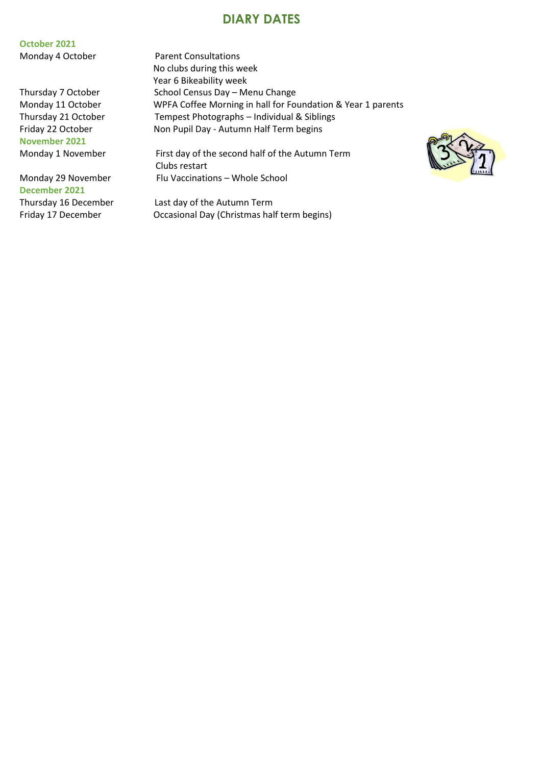## DIARY DATES

**October 2021**

| | |
|---|---|
| Monday 4 October | Parent Consultations |
| | No clubs during this week |
| | Year 6 Bikeability week |
| Thursday 7 October | School Census Day – Menu Change |
| Monday 11 October | WPFA Coffee Morning in hall for Foundation & Year 1 parents |
| Thursday 21 October | Tempest Photographs – Individual & Siblings |
| Friday 22 October | Non Pupil Day - Autumn Half Term begins |

**November 2021**

| | |
|---|---|
| Monday 1 November | First day of the second half of the Autumn Term |
| | Clubs restart |
| Monday 29 November | Flu Vaccinations – Whole School |

**December 2021**

| | |
|---|---|
| Thursday 16 December | Last day of the Autumn Term |
| Friday 17 December | Occasional Day (Christmas half term begins) |